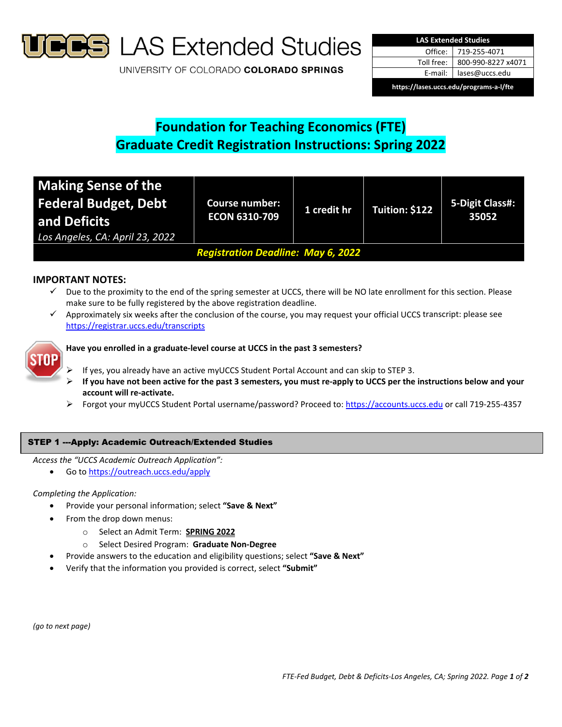# UCCS LAS Extended Studies

UNIVERSITY OF COLORADO **COLORADO SPRINGS**

| LAS Extended Studies | |
|---|---|
| Office: | 719-255-4071 |
| Toll free: | 800-990-8227 x4071 |
| E-mail: | lases@uccs.edu |
| https://lases.uccs.edu/programs-a-l/fte | |

## Foundation for Teaching Economics (FTE)
## Graduate Credit Registration Instructions: Spring 2022

| Making Sense of the Federal Budget, Debt and Deficits<br>*Los Angeles, CA: April 23, 2022* | Course number: ECON 6310-709 | 1 credit hr | Tuition: $122 | 5-Digit Class#: 35052 |
|---|---|---|---|---|
| ***Registration Deadline: May 6, 2022*** | | | | |

### IMPORTANT NOTES:

- ✓ Due to the proximity to the end of the spring semester at UCCS, there will be NO late enrollment for this section. Please make sure to be fully registered by the above registration deadline.
- ✓ Approximately six weeks after the conclusion of the course, you may request your official UCCS transcript: please see https://registrar.uccs.edu/transcripts

STOP

**Have you enrolled in a graduate-level course at UCCS in the past 3 semesters?**

- If yes, you already have an active myUCCS Student Portal Account and can skip to STEP 3.
- **If you have not been active for the past 3 semesters, you must re-apply to UCCS per the instructions below and your account will re-activate.**
- Forgot your myUCCS Student Portal username/password? Proceed to: https://accounts.uccs.edu or call 719-255-4357

### STEP 1 ---Apply: Academic Outreach/Extended Studies

*Access the "UCCS Academic Outreach Application":*

- Go to https://outreach.uccs.edu/apply

*Completing the Application:*

- Provide your personal information; select **"Save & Next"**
- From the drop down menus:
  - Select an Admit Term: **SPRING 2022**
  - Select Desired Program: **Graduate Non-Degree**
- Provide answers to the education and eligibility questions; select **"Save & Next"**
- Verify that the information you provided is correct, select **"Submit"**

*(go to next page)*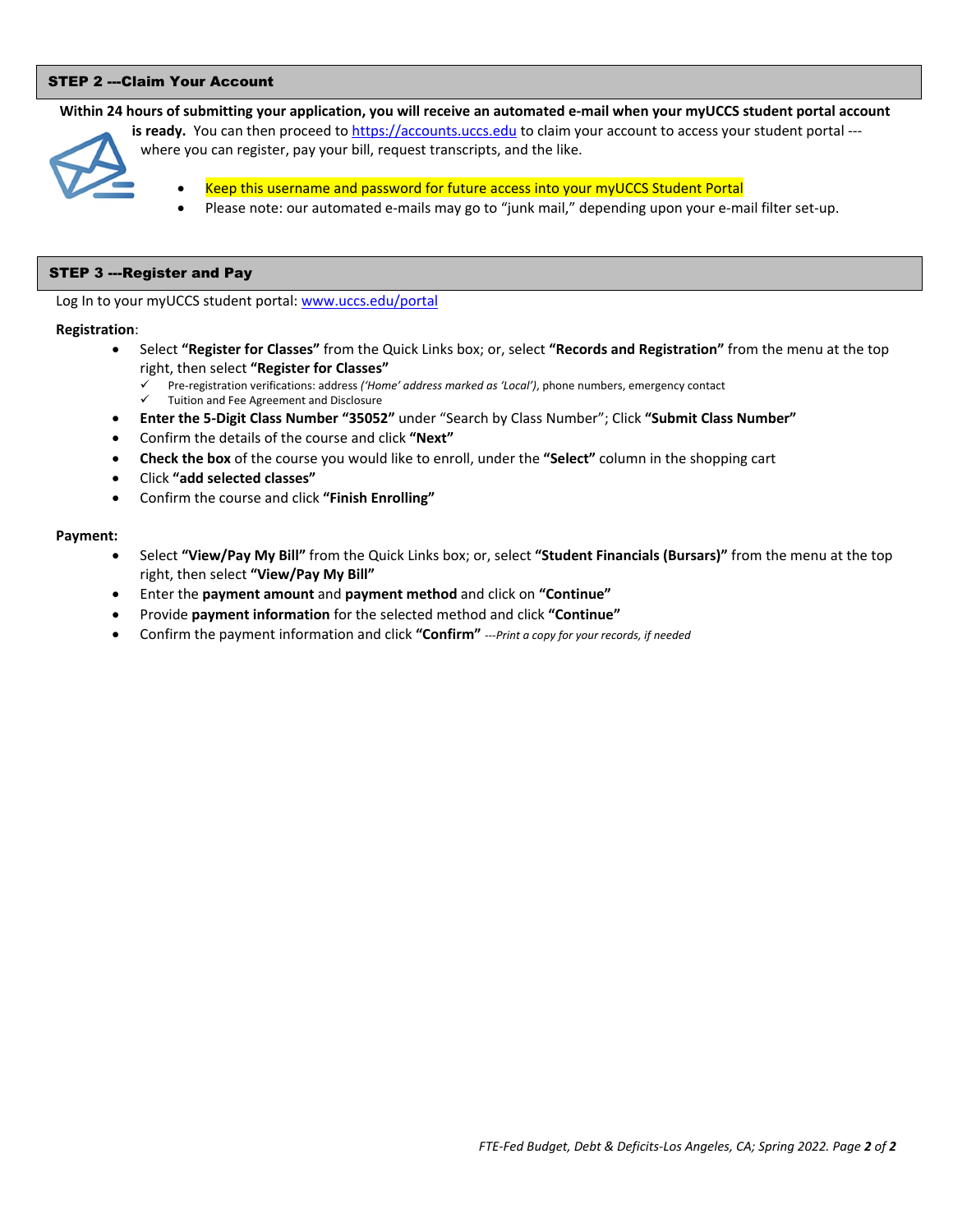## STEP 2 ---Claim Your Account

**Within 24 hours of submitting your application, you will receive an automated e-mail when your myUCCS student portal account is ready.** You can then proceed to https://accounts.uccs.edu to claim your account to access your student portal ---where you can register, pay your bill, request transcripts, and the like.

- Keep this username and password for future access into your myUCCS Student Portal
- Please note: our automated e-mails may go to "junk mail," depending upon your e-mail filter set-up.

## STEP 3 ---Register and Pay

Log In to your myUCCS student portal: www.uccs.edu/portal

**Registration**:

- Select **"Register for Classes"** from the Quick Links box; or, select **"Records and Registration"** from the menu at the top right, then select **"Register for Classes"**
  - ✓ Pre-registration verifications: address *('Home' address marked as 'Local')*, phone numbers, emergency contact
  - ✓ Tuition and Fee Agreement and Disclosure
- **Enter the 5-Digit Class Number "35052"** under "Search by Class Number"; Click **"Submit Class Number"**
- Confirm the details of the course and click **"Next"**
- **Check the box** of the course you would like to enroll, under the **"Select"** column in the shopping cart
- Click **"add selected classes"**
- Confirm the course and click **"Finish Enrolling"**

**Payment:**

- Select **"View/Pay My Bill"** from the Quick Links box; or, select **"Student Financials (Bursars)"** from the menu at the top right, then select **"View/Pay My Bill"**
- Enter the **payment amount** and **payment method** and click on **"Continue"**
- Provide **payment information** for the selected method and click **"Continue"**
- Confirm the payment information and click **"Confirm"** *---Print a copy for your records, if needed*